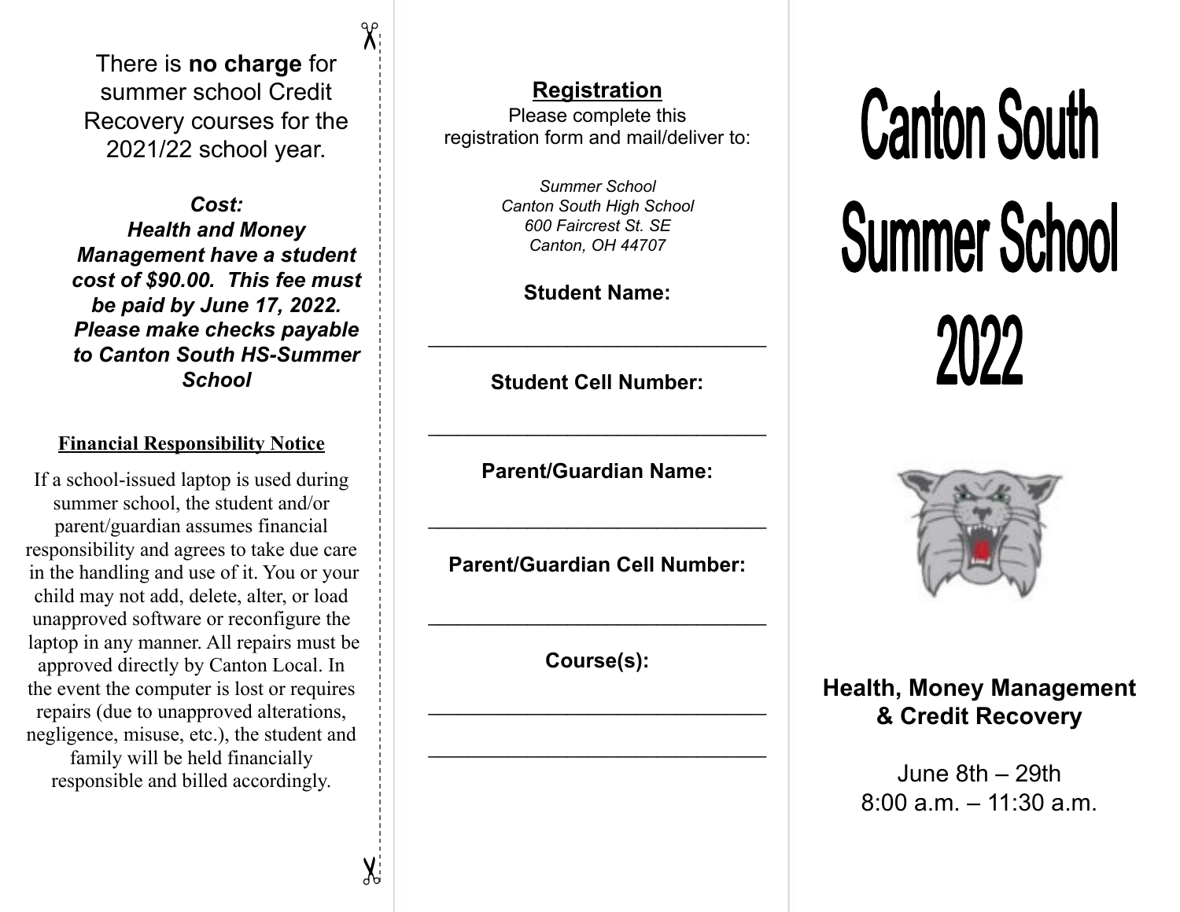There is **no charge** for summer school Credit Recovery courses for the 2021/22 school year.

***Cost:***
***Health and Money Management have a student cost of $90.00. This fee must be paid by June 17, 2022. Please make checks payable to Canton South HS-Summer School***

**Financial Responsibility Notice**

If a school-issued laptop is used during summer school, the student and/or parent/guardian assumes financial responsibility and agrees to take due care in the handling and use of it. You or your child may not add, delete, alter, or load unapproved software or reconfigure the laptop in any manner. All repairs must be approved directly by Canton Local. In the event the computer is lost or requires repairs (due to unapproved alterations, negligence, misuse, etc.), the student and family will be held financially responsible and billed accordingly.

## Registration

Please complete this registration form and mail/deliver to:

*Summer School*
*Canton South High School*
*600 Faircrest St. SE*
*Canton, OH 44707*

**Student Name:**

________________________________

**Student Cell Number:**

________________________________

**Parent/Guardian Name:**

________________________________

**Parent/Guardian Cell Number:**

________________________________

**Course(s):**

________________________________

________________________________

# Canton South Summer School 2022

**Health, Money Management & Credit Recovery**

June 8th – 29th
8:00 a.m. – 11:30 a.m.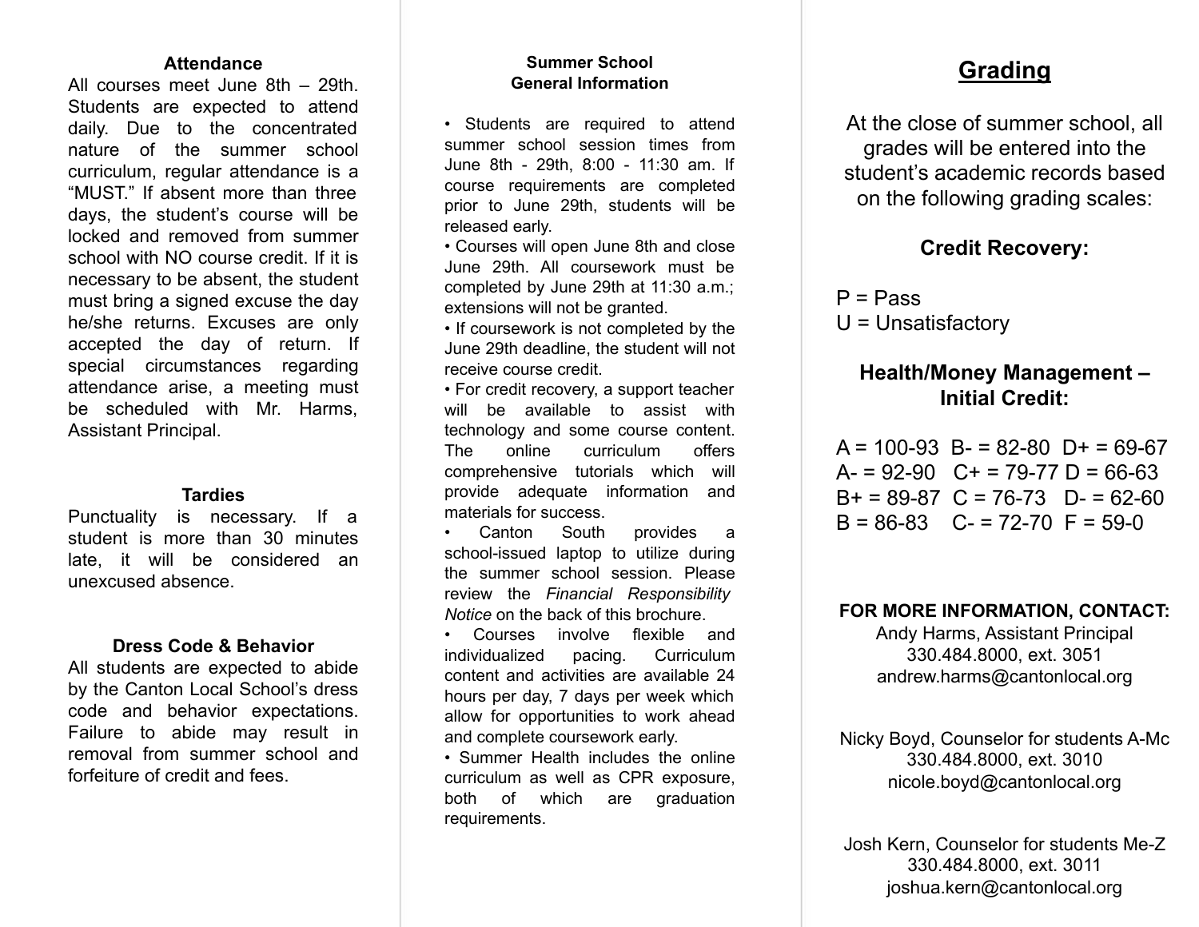### Attendance

All courses meet June 8th – 29th. Students are expected to attend daily. Due to the concentrated nature of the summer school curriculum, regular attendance is a "MUST." If absent more than three days, the student's course will be locked and removed from summer school with NO course credit. If it is necessary to be absent, the student must bring a signed excuse the day he/she returns. Excuses are only accepted the day of return. If special circumstances regarding attendance arise, a meeting must be scheduled with Mr. Harms, Assistant Principal.

### Tardies

Punctuality is necessary. If a student is more than 30 minutes late, it will be considered an unexcused absence.

### Dress Code & Behavior

All students are expected to abide by the Canton Local School's dress code and behavior expectations. Failure to abide may result in removal from summer school and forfeiture of credit and fees.

### Summer School General Information

- Students are required to attend summer school session times from June 8th - 29th, 8:00 - 11:30 am. If course requirements are completed prior to June 29th, students will be released early.
- Courses will open June 8th and close June 29th. All coursework must be completed by June 29th at 11:30 a.m.; extensions will not be granted.
- If coursework is not completed by the June 29th deadline, the student will not receive course credit.
- For credit recovery, a support teacher will be available to assist with technology and some course content. The online curriculum offers comprehensive tutorials which will provide adequate information and materials for success.
- Canton South provides a school-issued laptop to utilize during the summer school session. Please review the *Financial Responsibility Notice* on the back of this brochure.
- Courses involve flexible and individualized pacing. Curriculum content and activities are available 24 hours per day, 7 days per week which allow for opportunities to work ahead and complete coursework early.
- Summer Health includes the online curriculum as well as CPR exposure, both of which are graduation requirements.

## Grading

At the close of summer school, all grades will be entered into the student's academic records based on the following grading scales:

**Credit Recovery:**

P = Pass
U = Unsatisfactory

**Health/Money Management – Initial Credit:**

| | | |
|---|---|---|
| A = 100-93 | B- = 82-80 | D+ = 69-67 |
| A- = 92-90 | C+ = 79-77 | D = 66-63 |
| B+ = 89-87 | C = 76-73 | D- = 62-60 |
| B = 86-83 | C- = 72-70 | F = 59-0 |

**FOR MORE INFORMATION, CONTACT:**

Andy Harms, Assistant Principal
330.484.8000, ext. 3051
andrew.harms@cantonlocal.org

Nicky Boyd, Counselor for students A-Mc
330.484.8000, ext. 3010
nicole.boyd@cantonlocal.org

Josh Kern, Counselor for students Me-Z
330.484.8000, ext. 3011
joshua.kern@cantonlocal.org